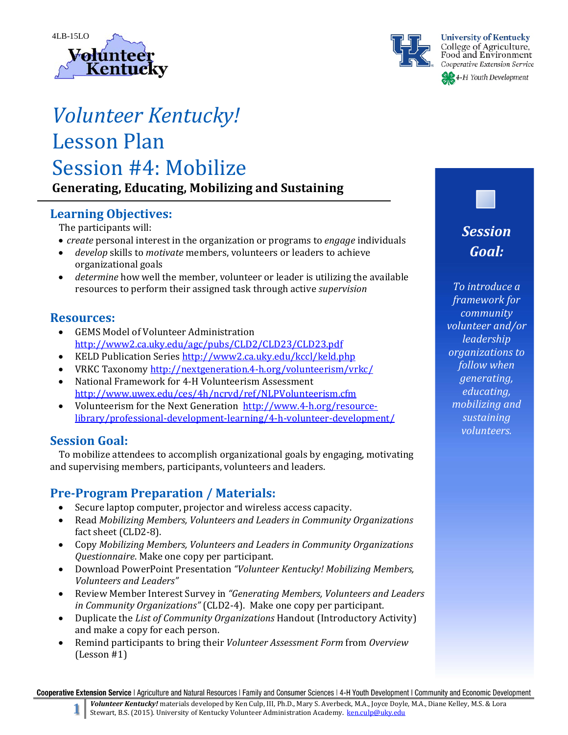4LB-15LO

Volunteer Kentucky

University of Kentucky
College of Agriculture, Food and Environment
Cooperative Extension Service
4-H Youth Development

# *Volunteer Kentucky!*
# Lesson Plan
# Session #4: Mobilize

**Generating, Educating, Mobilizing and Sustaining**

## Learning Objectives:

The participants will:

- *create* personal interest in the organization or programs to *engage* individuals
- *develop* skills to *motivate* members, volunteers or leaders to achieve organizational goals
- *determine* how well the member, volunteer or leader is utilizing the available resources to perform their assigned task through active *supervision*

## Resources:

- GEMS Model of Volunteer Administration http://www2.ca.uky.edu/agc/pubs/CLD2/CLD23/CLD23.pdf
- KELD Publication Series http://www2.ca.uky.edu/kccl/keld.php
- VRKC Taxonomy http://nextgeneration.4-h.org/volunteerism/vrkc/
- National Framework for 4-H Volunteerism Assessment http://www.uwex.edu/ces/4h/ncrvd/ref/NLPVolunteerism.cfm
- Volunteerism for the Next Generation http://www.4-h.org/resource-library/professional-development-learning/4-h-volunteer-development/

## Session Goal:

To mobilize attendees to accomplish organizational goals by engaging, motivating and supervising members, participants, volunteers and leaders.

## Pre-Program Preparation / Materials:

- Secure laptop computer, projector and wireless access capacity.
- Read *Mobilizing Members, Volunteers and Leaders in Community Organizations* fact sheet (CLD2-8).
- Copy *Mobilizing Members, Volunteers and Leaders in Community Organizations Questionnaire*. Make one copy per participant.
- Download PowerPoint Presentation *"Volunteer Kentucky! Mobilizing Members, Volunteers and Leaders"*
- Review Member Interest Survey in *"Generating Members, Volunteers and Leaders in Community Organizations"* (CLD2-4). Make one copy per participant.
- Duplicate the *List of Community Organizations* Handout (Introductory Activity) and make a copy for each person.
- Remind participants to bring their *Volunteer Assessment Form* from *Overview* (Lesson #1)

***Session Goal:***

*To introduce a framework for community volunteer and/or leadership organizations to follow when generating, educating, mobilizing and sustaining volunteers.*

Cooperative Extension Service | Agriculture and Natural Resources | Family and Consumer Sciences | 4-H Youth Development | Community and Economic Development

***Volunteer Kentucky!*** materials developed by Ken Culp, III, Ph.D., Mary S. Averbeck, M.A., Joyce Doyle, M.A., Diane Kelley, M.S. & Lora Stewart, B.S. (2015). University of Kentucky Volunteer Administration Academy. ken.culp@uky.edu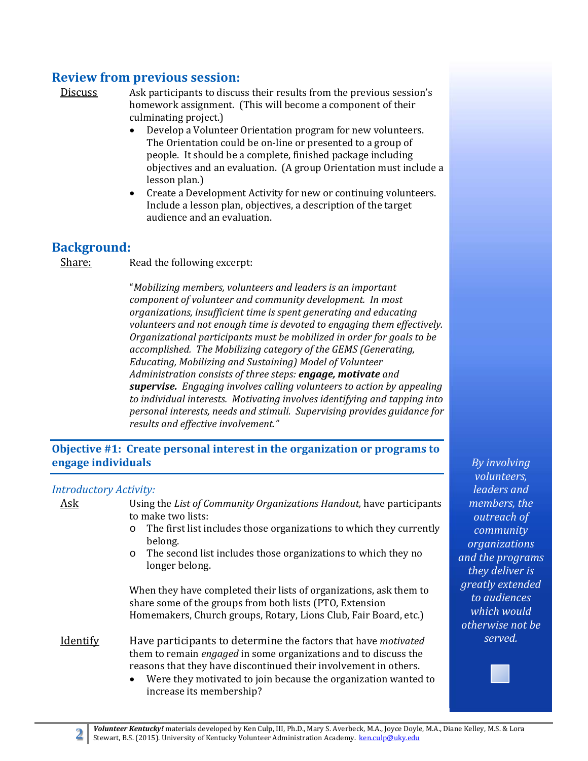## Review from previous session:

Discuss — Ask participants to discuss their results from the previous session's homework assignment. (This will become a component of their culminating project.)

- Develop a Volunteer Orientation program for new volunteers. The Orientation could be on-line or presented to a group of people. It should be a complete, finished package including objectives and an evaluation. (A group Orientation must include a lesson plan.)
- Create a Development Activity for new or continuing volunteers. Include a lesson plan, objectives, a description of the target audience and an evaluation.

## Background:

Share: — Read the following excerpt:

"*Mobilizing members, volunteers and leaders is an important component of volunteer and community development. In most organizations, insufficient time is spent generating and educating volunteers and not enough time is devoted to engaging them effectively. Organizational participants must be mobilized in order for goals to be accomplished. The Mobilizing category of the GEMS (Generating, Educating, Mobilizing and Sustaining) Model of Volunteer Administration consists of three steps:* ***engage, motivate*** *and* ***supervise.*** *Engaging involves calling volunteers to action by appealing to individual interests. Motivating involves identifying and tapping into personal interests, needs and stimuli. Supervising provides guidance for results and effective involvement.*"

## Objective #1: Create personal interest in the organization or programs to engage individuals

*Introductory Activity:*

Ask — Using the *List of Community Organizations Handout,* have participants to make two lists:

- The first list includes those organizations to which they currently belong.
- The second list includes those organizations to which they no longer belong.

When they have completed their lists of organizations, ask them to share some of the groups from both lists (PTO, Extension Homemakers, Church groups, Rotary, Lions Club, Fair Board, etc.)

Identify — Have participants to determine the factors that have *motivated* them to remain *engaged* in some organizations and to discuss the reasons that they have discontinued their involvement in others.

- Were they motivated to join because the organization wanted to increase its membership?

*By involving volunteers, leaders and members, the outreach of community organizations and the programs they deliver is greatly extended to audiences which would otherwise not be served.*

***Volunteer Kentucky!*** materials developed by Ken Culp, III, Ph.D., Mary S. Averbeck, M.A., Joyce Doyle, M.A., Diane Kelley, M.S. & Lora Stewart, B.S. (2015). University of Kentucky Volunteer Administration Academy. ken.culp@uky.edu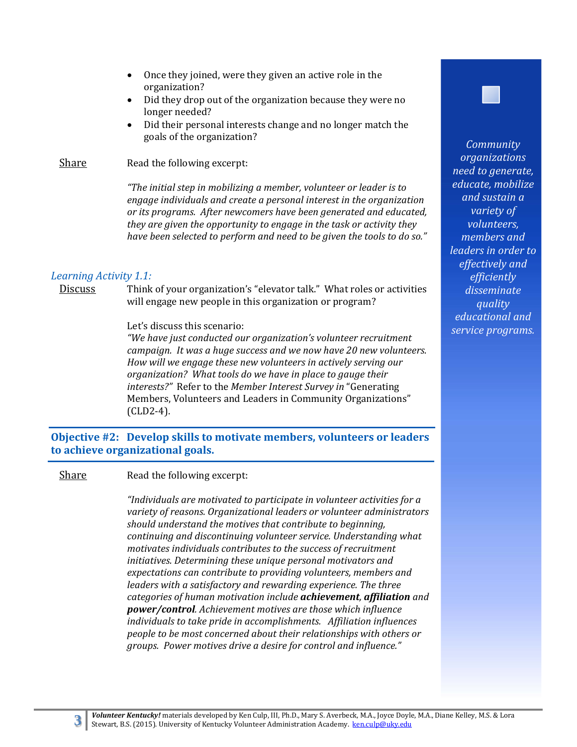- Once they joined, were they given an active role in the organization?
- Did they drop out of the organization because they were no longer needed?
- Did their personal interests change and no longer match the goals of the organization?

*Community organizations need to generate, educate, mobilize and sustain a variety of volunteers, members and leaders in order to effectively and efficiently disseminate quality educational and service programs.*

<u>Share</u> Read the following excerpt:

*"The initial step in mobilizing a member, volunteer or leader is to engage individuals and create a personal interest in the organization or its programs. After newcomers have been generated and educated, they are given the opportunity to engage in the task or activity they have been selected to perform and need to be given the tools to do so."*

*Learning Activity 1.1:*

<u>Discuss</u> Think of your organization's "elevator talk." What roles or activities will engage new people in this organization or program?

Let's discuss this scenario:
*"We have just conducted our organization's volunteer recruitment campaign. It was a huge success and we now have 20 new volunteers. How will we engage these new volunteers in actively serving our organization? What tools do we have in place to gauge their interests?"* Refer to the *Member Interest Survey* in "Generating Members, Volunteers and Leaders in Community Organizations" (CLD2-4).

## Objective #2: Develop skills to motivate members, volunteers or leaders to achieve organizational goals.

<u>Share</u> Read the following excerpt:

*"Individuals are motivated to participate in volunteer activities for a variety of reasons. Organizational leaders or volunteer administrators should understand the motives that contribute to beginning, continuing and discontinuing volunteer service. Understanding what motivates individuals contributes to the success of recruitment initiatives. Determining these unique personal motivators and expectations can contribute to providing volunteers, members and leaders with a satisfactory and rewarding experience. The three categories of human motivation include* ***achievement***, ***affiliation*** *and* ***power/control***. *Achievement motives are those which influence individuals to take pride in accomplishments. Affiliation influences people to be most concerned about their relationships with others or groups. Power motives drive a desire for control and influence."*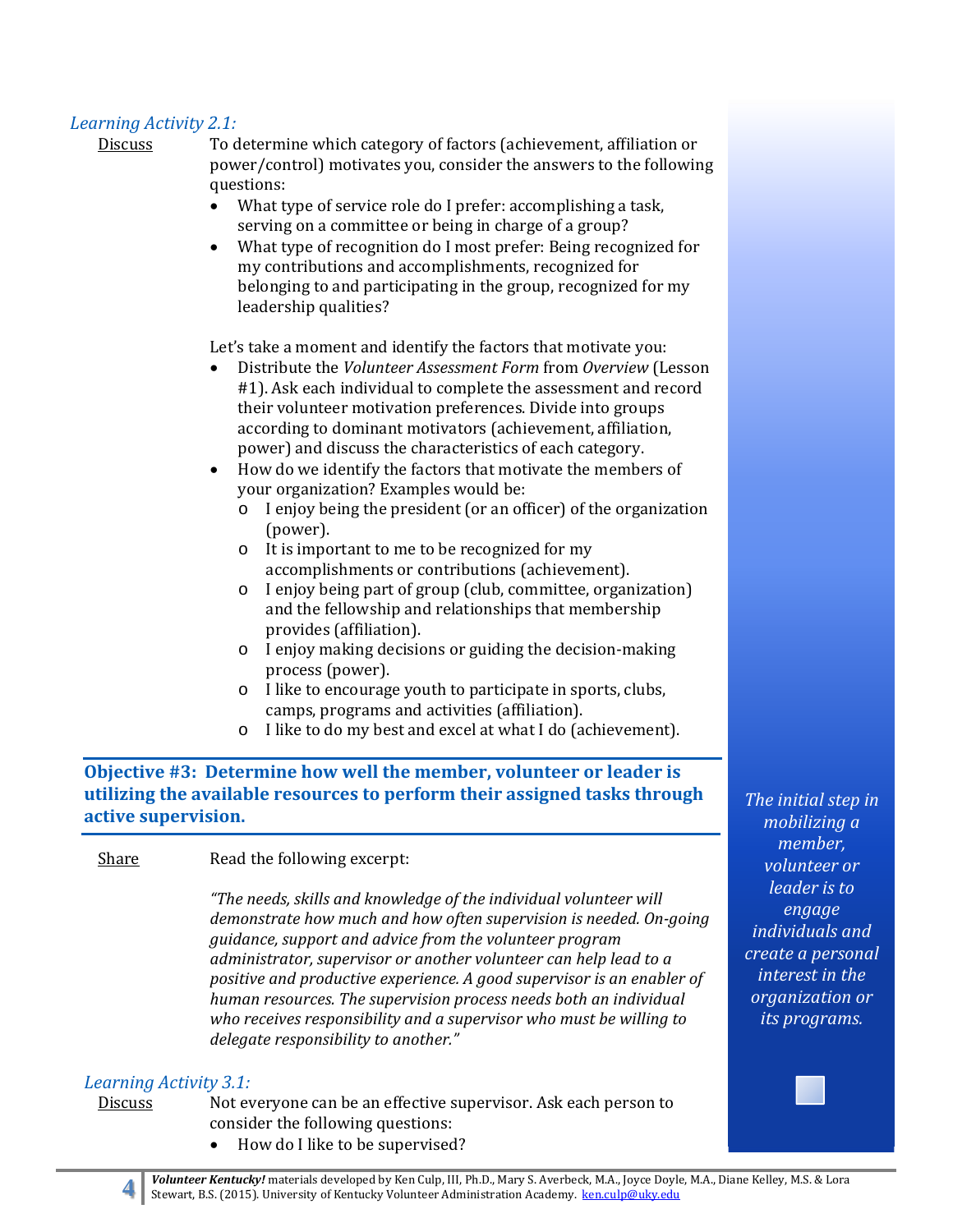*Learning Activity 2.1:*

Discuss — To determine which category of factors (achievement, affiliation or power/control) motivates you, consider the answers to the following questions:

- What type of service role do I prefer: accomplishing a task, serving on a committee or being in charge of a group?
- What type of recognition do I most prefer: Being recognized for my contributions and accomplishments, recognized for belonging to and participating in the group, recognized for my leadership qualities?

Let's take a moment and identify the factors that motivate you:

- Distribute the *Volunteer Assessment Form* from *Overview* (Lesson #1). Ask each individual to complete the assessment and record their volunteer motivation preferences. Divide into groups according to dominant motivators (achievement, affiliation, power) and discuss the characteristics of each category.
- How do we identify the factors that motivate the members of your organization? Examples would be:
  - I enjoy being the president (or an officer) of the organization (power).
  - It is important to me to be recognized for my accomplishments or contributions (achievement).
  - I enjoy being part of group (club, committee, organization) and the fellowship and relationships that membership provides (affiliation).
  - I enjoy making decisions or guiding the decision-making process (power).
  - I like to encourage youth to participate in sports, clubs, camps, programs and activities (affiliation).
  - I like to do my best and excel at what I do (achievement).

**Objective #3: Determine how well the member, volunteer or leader is utilizing the available resources to perform their assigned tasks through active supervision.**

*The initial step in mobilizing a member, volunteer or leader is to engage individuals and create a personal interest in the organization or its programs.*

Share — Read the following excerpt:

*"The needs, skills and knowledge of the individual volunteer will demonstrate how much and how often supervision is needed. On-going guidance, support and advice from the volunteer program administrator, supervisor or another volunteer can help lead to a positive and productive experience. A good supervisor is an enabler of human resources. The supervision process needs both an individual who receives responsibility and a supervisor who must be willing to delegate responsibility to another."*

*Learning Activity 3.1:*

Discuss — Not everyone can be an effective supervisor. Ask each person to consider the following questions:

- How do I like to be supervised?

***Volunteer Kentucky!*** materials developed by Ken Culp, III, Ph.D., Mary S. Averbeck, M.A., Joyce Doyle, M.A., Diane Kelley, M.S. & Lora Stewart, B.S. (2015). University of Kentucky Volunteer Administration Academy. ken.culp@uky.edu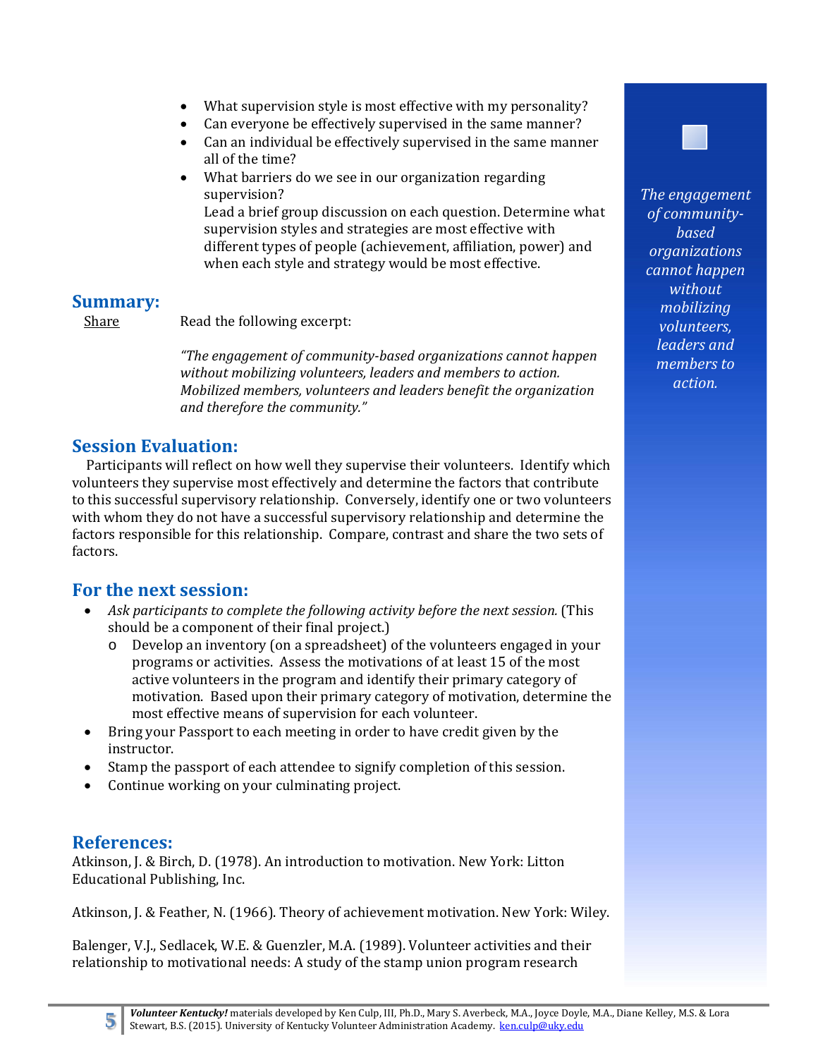- What supervision style is most effective with my personality?
- Can everyone be effectively supervised in the same manner?
- Can an individual be effectively supervised in the same manner all of the time?
- What barriers do we see in our organization regarding supervision?

  Lead a brief group discussion on each question. Determine what supervision styles and strategies are most effective with different types of people (achievement, affiliation, power) and when each style and strategy would be most effective.

*The engagement of community-based organizations cannot happen without mobilizing volunteers, leaders and members to action.*

## Summary:

Share — Read the following excerpt:

*"The engagement of community-based organizations cannot happen without mobilizing volunteers, leaders and members to action. Mobilized members, volunteers and leaders benefit the organization and therefore the community."*

## Session Evaluation:

Participants will reflect on how well they supervise their volunteers. Identify which volunteers they supervise most effectively and determine the factors that contribute to this successful supervisory relationship. Conversely, identify one or two volunteers with whom they do not have a successful supervisory relationship and determine the factors responsible for this relationship. Compare, contrast and share the two sets of factors.

## For the next session:

- *Ask participants to complete the following activity before the next session.* (This should be a component of their final project.)
  - Develop an inventory (on a spreadsheet) of the volunteers engaged in your programs or activities. Assess the motivations of at least 15 of the most active volunteers in the program and identify their primary category of motivation. Based upon their primary category of motivation, determine the most effective means of supervision for each volunteer.
- Bring your Passport to each meeting in order to have credit given by the instructor.
- Stamp the passport of each attendee to signify completion of this session.
- Continue working on your culminating project.

## References:

Atkinson, J. & Birch, D. (1978). An introduction to motivation. New York: Litton Educational Publishing, Inc.

Atkinson, J. & Feather, N. (1966). Theory of achievement motivation. New York: Wiley.

Balenger, V.J., Sedlacek, W.E. & Guenzler, M.A. (1989). Volunteer activities and their relationship to motivational needs: A study of the stamp union program research

*Volunteer Kentucky!* materials developed by Ken Culp, III, Ph.D., Mary S. Averbeck, M.A., Joyce Doyle, M.A., Diane Kelley, M.S. & Lora Stewart, B.S. (2015). University of Kentucky Volunteer Administration Academy. ken.culp@uky.edu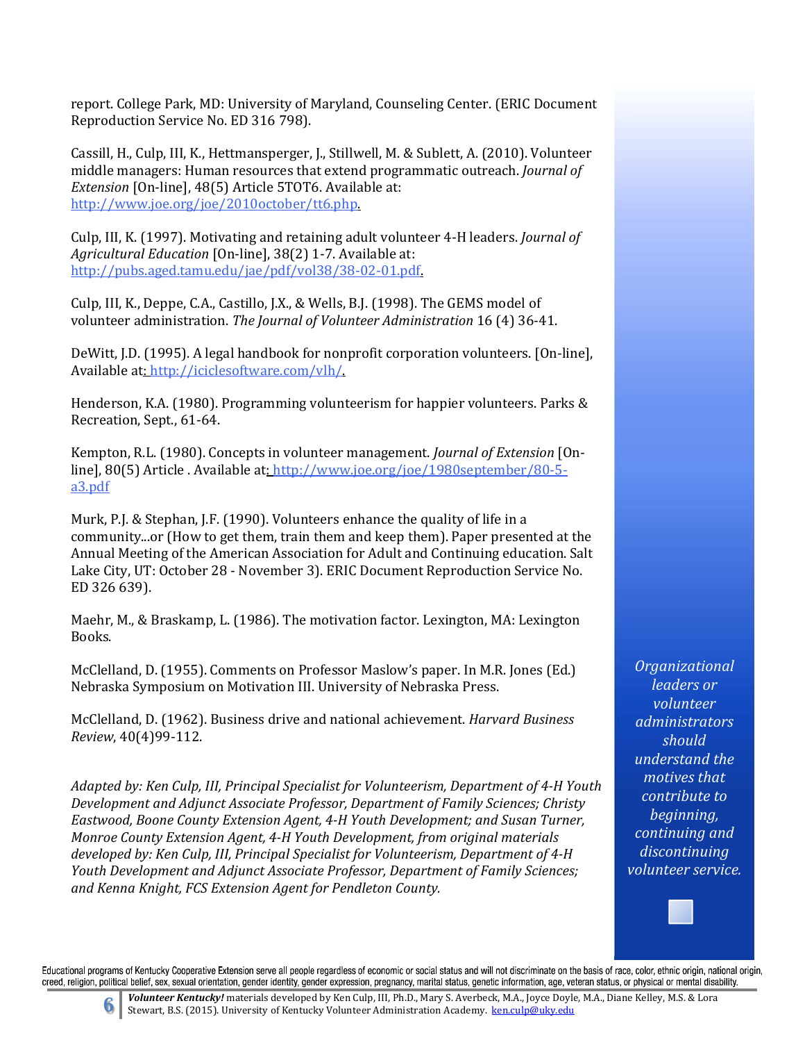report. College Park, MD: University of Maryland, Counseling Center. (ERIC Document Reproduction Service No. ED 316 798).

Cassill, H., Culp, III, K., Hettmansperger, J., Stillwell, M. & Sublett, A. (2010). Volunteer middle managers: Human resources that extend programmatic outreach. *Journal of Extension* [On-line], 48(5) Article 5TOT6. Available at: http://www.joe.org/joe/2010october/tt6.php.

Culp, III, K. (1997). Motivating and retaining adult volunteer 4-H leaders. *Journal of Agricultural Education* [On-line], 38(2) 1-7. Available at: http://pubs.aged.tamu.edu/jae/pdf/vol38/38-02-01.pdf.

Culp, III, K., Deppe, C.A., Castillo, J.X., & Wells, B.J. (1998). The GEMS model of volunteer administration. *The Journal of Volunteer Administration* 16 (4) 36-41.

DeWitt, J.D. (1995). A legal handbook for nonprofit corporation volunteers. [On-line], Available at: http://iciclesoftware.com/vlh/.

Henderson, K.A. (1980). Programming volunteerism for happier volunteers. Parks & Recreation, Sept., 61-64.

Kempton, R.L. (1980). Concepts in volunteer management. *Journal of Extension* [On-line], 80(5) Article . Available at: http://www.joe.org/joe/1980september/80-5-a3.pdf

Murk, P.J. & Stephan, J.F. (1990). Volunteers enhance the quality of life in a community...or (How to get them, train them and keep them). Paper presented at the Annual Meeting of the American Association for Adult and Continuing education. Salt Lake City, UT: October 28 - November 3). ERIC Document Reproduction Service No. ED 326 639).

Maehr, M., & Braskamp, L. (1986). The motivation factor. Lexington, MA: Lexington Books.

McClelland, D. (1955). Comments on Professor Maslow's paper. In M.R. Jones (Ed.) Nebraska Symposium on Motivation III. University of Nebraska Press.

McClelland, D. (1962). Business drive and national achievement. *Harvard Business Review*, 40(4)99-112.

*Adapted by: Ken Culp, III, Principal Specialist for Volunteerism, Department of 4-H Youth Development and Adjunct Associate Professor, Department of Family Sciences; Christy Eastwood, Boone County Extension Agent, 4-H Youth Development; and Susan Turner, Monroe County Extension Agent, 4-H Youth Development, from original materials developed by: Ken Culp, III, Principal Specialist for Volunteerism, Department of 4-H Youth Development and Adjunct Associate Professor, Department of Family Sciences; and Kenna Knight, FCS Extension Agent for Pendleton County.*

*Organizational leaders or volunteer administrators should understand the motives that contribute to beginning, continuing and discontinuing volunteer service.*

Educational programs of Kentucky Cooperative Extension serve all people regardless of economic or social status and will not discriminate on the basis of race, color, ethnic origin, national origin, creed, religion, political belief, sex, sexual orientation, gender identity, gender expression, pregnancy, marital status, genetic information, age, veteran status, or physical or mental disability.

***Volunteer Kentucky!*** materials developed by Ken Culp, III, Ph.D., Mary S. Averbeck, M.A., Joyce Doyle, M.A., Diane Kelley, M.S. & Lora Stewart, B.S. (2015). University of Kentucky Volunteer Administration Academy. ken.culp@uky.edu